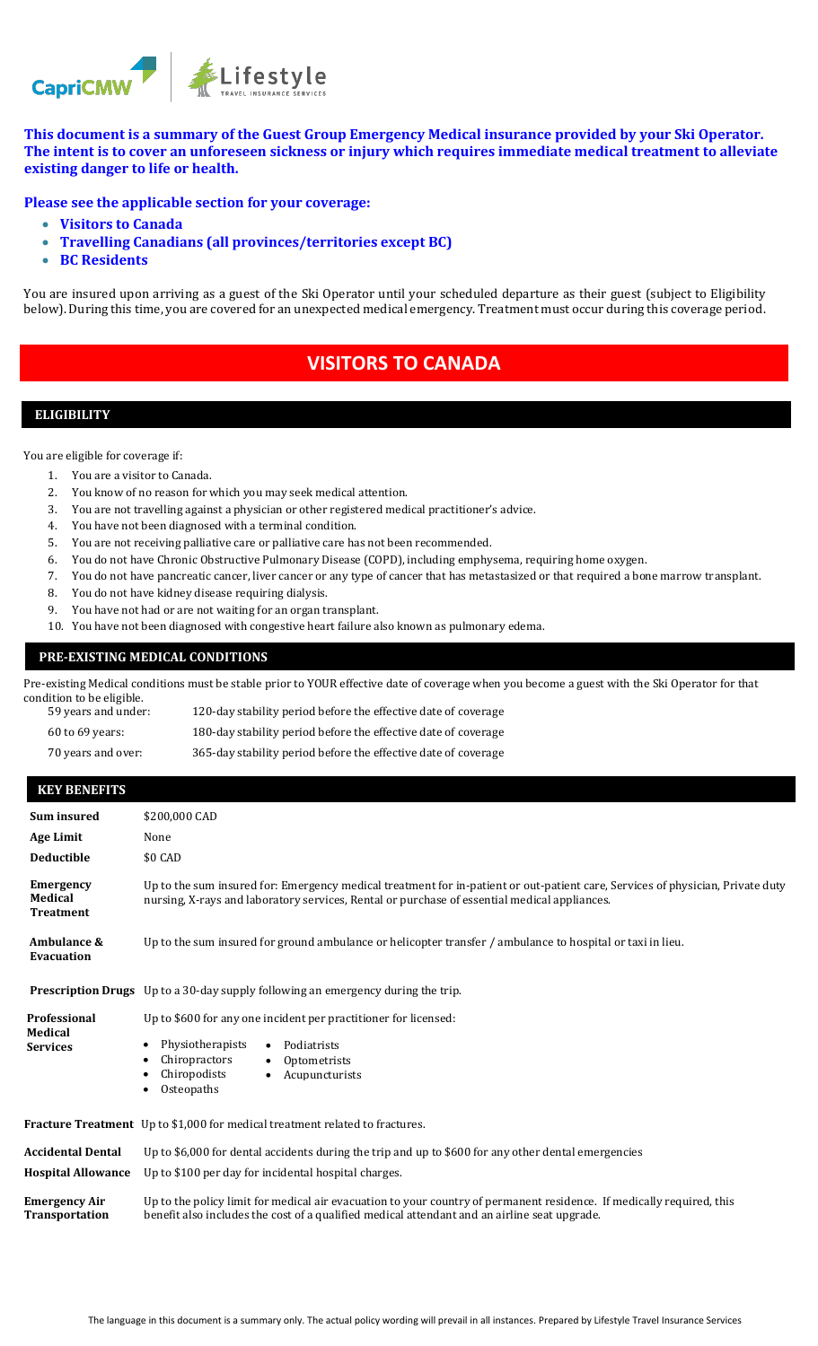**This document is a summary of the Guest Group Emergency Medical insurance provided by your Ski Operator. The intent is to cover an unforeseen sickness or injury which requires immediate medical treatment to alleviate existing danger to life or health.**

**Please see the applicable section for your coverage:**

- **Visitors to Canada**
- **Travelling Canadians (all provinces/territories except BC)**
- **BC Residents**

You are insured upon arriving as a guest of the Ski Operator until your scheduled departure as their guest (subject to Eligibility below). During this time, you are covered for an unexpected medical emergency. Treatment must occur during this coverage period.

# VISITORS TO CANADA

## ELIGIBILITY

You are eligible for coverage if:

1. You are a visitor to Canada.
2. You know of no reason for which you may seek medical attention.
3. You are not travelling against a physician or other registered medical practitioner's advice.
4. You have not been diagnosed with a terminal condition.
5. You are not receiving palliative care or palliative care has not been recommended.
6. You do not have Chronic Obstructive Pulmonary Disease (COPD), including emphysema, requiring home oxygen.
7. You do not have pancreatic cancer, liver cancer or any type of cancer that has metastasized or that required a bone marrow transplant.
8. You do not have kidney disease requiring dialysis.
9. You have not had or are not waiting for an organ transplant.
10. You have not been diagnosed with congestive heart failure also known as pulmonary edema.

## PRE-EXISTING MEDICAL CONDITIONS

Pre-existing Medical conditions must be stable prior to YOUR effective date of coverage when you become a guest with the Ski Operator for that condition to be eligible.

| | |
|---|---|
| 59 years and under: | 120-day stability period before the effective date of coverage |
| 60 to 69 years: | 180-day stability period before the effective date of coverage |
| 70 years and over: | 365-day stability period before the effective date of coverage |

## KEY BENEFITS

| | |
|---|---|
| **Sum insured** | $200,000 CAD |
| **Age Limit** | None |
| **Deductible** | $0 CAD |
| **Emergency Medical Treatment** | Up to the sum insured for: Emergency medical treatment for in-patient or out-patient care, Services of physician, Private duty nursing, X-rays and laboratory services, Rental or purchase of essential medical appliances. |
| **Ambulance & Evacuation** | Up to the sum insured for ground ambulance or helicopter transfer / ambulance to hospital or taxi in lieu. |
| **Prescription Drugs** | Up to a 30-day supply following an emergency during the trip. |
| **Professional Medical Services** | Up to $600 for any one incident per practitioner for licensed: Physiotherapists, Chiropractors, Chiropodists, Osteopaths, Podiatrists, Optometrists, Acupuncturists |
| **Fracture Treatment** | Up to $1,000 for medical treatment related to fractures. |
| **Accidental Dental** | Up to $6,000 for dental accidents during the trip and up to $600 for any other dental emergencies |
| **Hospital Allowance** | Up to $100 per day for incidental hospital charges. |
| **Emergency Air Transportation** | Up to the policy limit for medical air evacuation to your country of permanent residence. If medically required, this benefit also includes the cost of a qualified medical attendant and an airline seat upgrade. |

The language in this document is a summary only. The actual policy wording will prevail in all instances. Prepared by Lifestyle Travel Insurance Services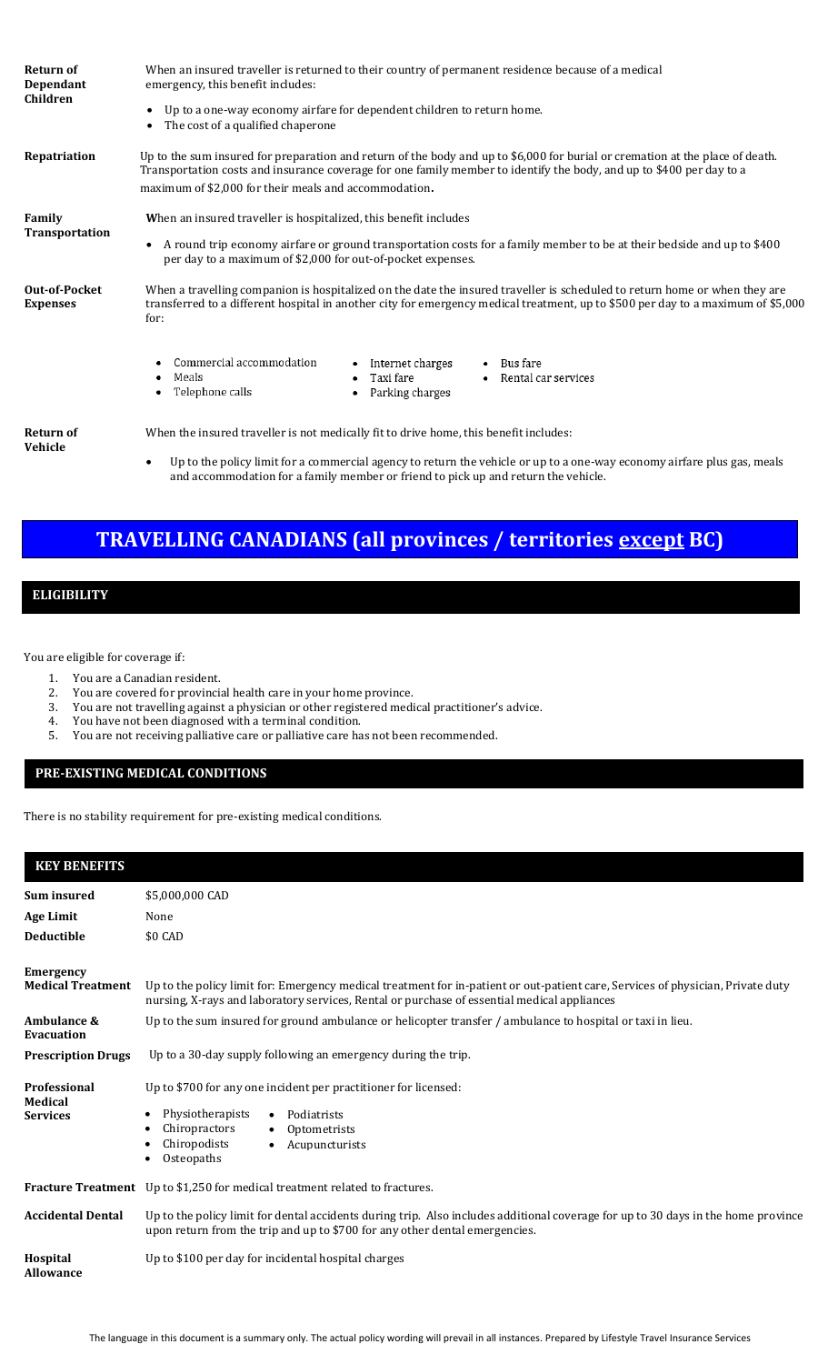| | |
|---|---|
| **Return of Dependant Children** | When an insured traveller is returned to their country of permanent residence because of a medical emergency, this benefit includes:<br>• Up to a one-way economy airfare for dependent children to return home.<br>• The cost of a qualified chaperone |
| **Repatriation** | Up to the sum insured for preparation and return of the body and up to $6,000 for burial or cremation at the place of death. Transportation costs and insurance coverage for one family member to identify the body, and up to $400 per day to a maximum of $2,000 for their meals and accommodation. |
| **Family Transportation** | When an insured traveller is hospitalized, this benefit includes<br>• A round trip economy airfare or ground transportation costs for a family member to be at their bedside and up to $400 per day to a maximum of $2,000 for out-of-pocket expenses. |
| **Out-of-Pocket Expenses** | When a travelling companion is hospitalized on the date the insured traveller is scheduled to return home or when they are transferred to a different hospital in another city for emergency medical treatment, up to $500 per day to a maximum of $5,000 for:<br>• Commercial accommodation<br>• Meals<br>• Telephone calls<br>• Internet charges<br>• Taxi fare<br>• Parking charges<br>• Bus fare<br>• Rental car services |
| **Return of Vehicle** | When the insured traveller is not medically fit to drive home, this benefit includes:<br>• Up to the policy limit for a commercial agency to return the vehicle or up to a one-way economy airfare plus gas, meals and accommodation for a family member or friend to pick up and return the vehicle. |

# TRAVELLING CANADIANS (all provinces / territories except BC)

## ELIGIBILITY

You are eligible for coverage if:

1. You are a Canadian resident.
2. You are covered for provincial health care in your home province.
3. You are not travelling against a physician or other registered medical practitioner's advice.
4. You have not been diagnosed with a terminal condition.
5. You are not receiving palliative care or palliative care has not been recommended.

## PRE-EXISTING MEDICAL CONDITIONS

There is no stability requirement for pre-existing medical conditions.

## KEY BENEFITS

| | |
|---|---|
| **Sum insured** | $5,000,000 CAD |
| **Age Limit** | None |
| **Deductible** | $0 CAD |
| **Emergency Medical Treatment** | Up to the policy limit for: Emergency medical treatment for in-patient or out-patient care, Services of physician, Private duty nursing, X-rays and laboratory services, Rental or purchase of essential medical appliances |
| **Ambulance & Evacuation** | Up to the sum insured for ground ambulance or helicopter transfer / ambulance to hospital or taxi in lieu. |
| **Prescription Drugs** | Up to a 30-day supply following an emergency during the trip. |
| **Professional Medical Services** | Up to $700 for any one incident per practitioner for licensed:<br>• Physiotherapists<br>• Chiropractors<br>• Chiropodists<br>• Osteopaths<br>• Podiatrists<br>• Optometrists<br>• Acupuncturists |
| **Fracture Treatment** | Up to $1,250 for medical treatment related to fractures. |
| **Accidental Dental** | Up to the policy limit for dental accidents during trip. Also includes additional coverage for up to 30 days in the home province upon return from the trip and up to $700 for any other dental emergencies. |
| **Hospital Allowance** | Up to $100 per day for incidental hospital charges |

The language in this document is a summary only. The actual policy wording will prevail in all instances. Prepared by Lifestyle Travel Insurance Services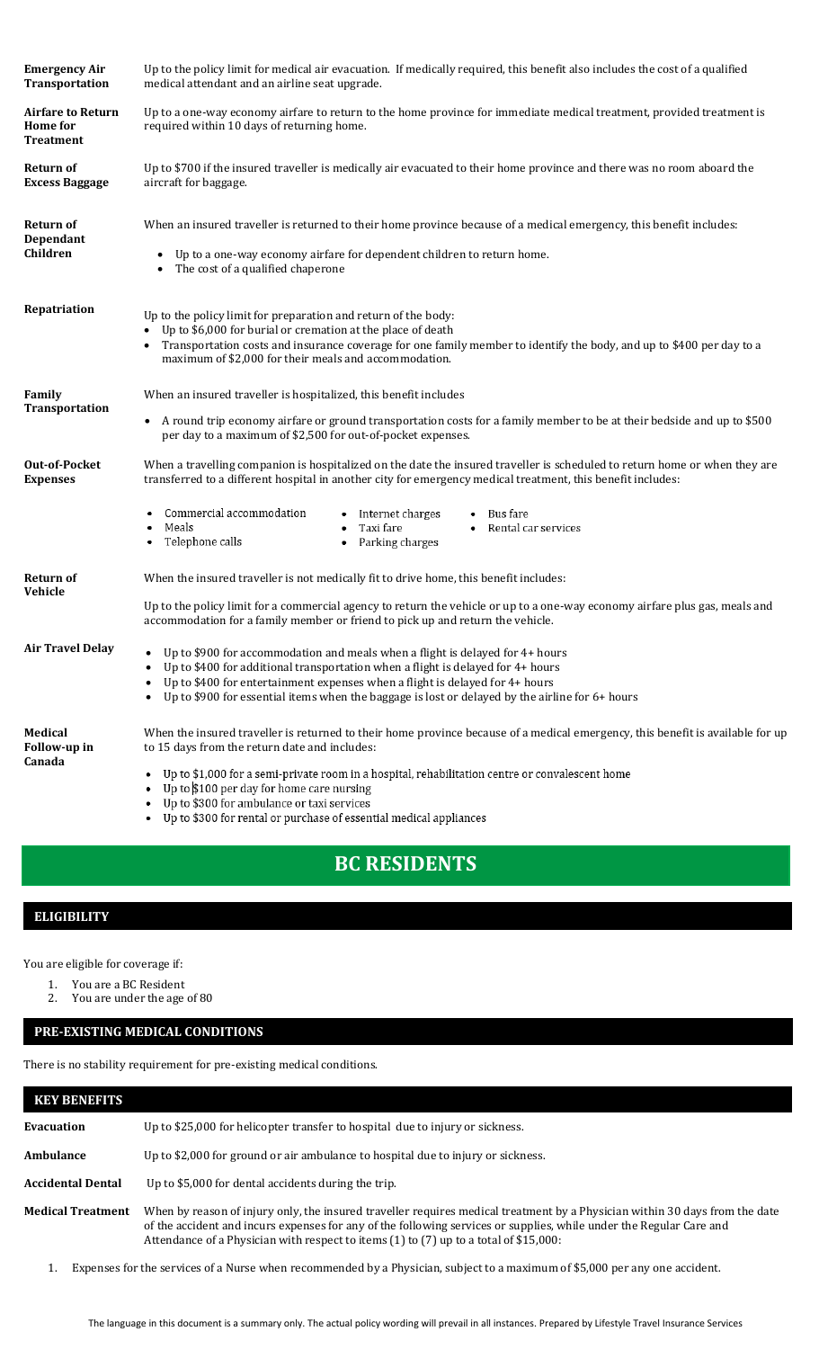| | |
|---|---|
| **Emergency Air Transportation** | Up to the policy limit for medical air evacuation. If medically required, this benefit also includes the cost of a qualified medical attendant and an airline seat upgrade. |
| **Airfare to Return Home for Treatment** | Up to a one-way economy airfare to return to the home province for immediate medical treatment, provided treatment is required within 10 days of returning home. |
| **Return of Excess Baggage** | Up to $700 if the insured traveller is medically air evacuated to their home province and there was no room aboard the aircraft for baggage. |
| **Return of Dependant Children** | When an insured traveller is returned to their home province because of a medical emergency, this benefit includes: <br>• Up to a one-way economy airfare for dependent children to return home.<br>• The cost of a qualified chaperone |
| **Repatriation** | Up to the policy limit for preparation and return of the body:<br>• Up to $6,000 for burial or cremation at the place of death<br>• Transportation costs and insurance coverage for one family member to identify the body, and up to $400 per day to a maximum of $2,000 for their meals and accommodation. |
| **Family Transportation** | When an insured traveller is hospitalized, this benefit includes<br>• A round trip economy airfare or ground transportation costs for a family member to be at their bedside and up to $500 per day to a maximum of $2,500 for out-of-pocket expenses. |
| **Out-of-Pocket Expenses** | When a travelling companion is hospitalized on the date the insured traveller is scheduled to return home or when they are transferred to a different hospital in another city for emergency medical treatment, this benefit includes:<br>• Commercial accommodation<br>• Meals<br>• Telephone calls<br>• Internet charges<br>• Taxi fare<br>• Parking charges<br>• Bus fare<br>• Rental car services |
| **Return of Vehicle** | When the insured traveller is not medically fit to drive home, this benefit includes:<br>Up to the policy limit for a commercial agency to return the vehicle or up to a one-way economy airfare plus gas, meals and accommodation for a family member or friend to pick up and return the vehicle. |
| **Air Travel Delay** | • Up to $900 for accommodation and meals when a flight is delayed for 4+ hours<br>• Up to $400 for additional transportation when a flight is delayed for 4+ hours<br>• Up to $400 for entertainment expenses when a flight is delayed for 4+ hours<br>• Up to $900 for essential items when the baggage is lost or delayed by the airline for 6+ hours |
| **Medical Follow-up in Canada** | When the insured traveller is returned to their home province because of a medical emergency, this benefit is available for up to 15 days from the return date and includes:<br>• Up to $1,000 for a semi-private room in a hospital, rehabilitation centre or convalescent home<br>• Up to $100 per day for home care nursing<br>• Up to $300 for ambulance or taxi services<br>• Up to $300 for rental or purchase of essential medical appliances |

# BC RESIDENTS

## ELIGIBILITY

You are eligible for coverage if:

1. You are a BC Resident
2. You are under the age of 80

## PRE-EXISTING MEDICAL CONDITIONS

There is no stability requirement for pre-existing medical conditions.

## KEY BENEFITS

| | |
|---|---|
| **Evacuation** | Up to $25,000 for helicopter transfer to hospital due to injury or sickness. |
| **Ambulance** | Up to $2,000 for ground or air ambulance to hospital due to injury or sickness. |
| **Accidental Dental** | Up to $5,000 for dental accidents during the trip. |
| **Medical Treatment** | When by reason of injury only, the insured traveller requires medical treatment by a Physician within 30 days from the date of the accident and incurs expenses for any of the following services or supplies, while under the Regular Care and Attendance of a Physician with respect to items (1) to (7) up to a total of $15,000: |

1. Expenses for the services of a Nurse when recommended by a Physician, subject to a maximum of $5,000 per any one accident.

The language in this document is a summary only. The actual policy wording will prevail in all instances. Prepared by Lifestyle Travel Insurance Services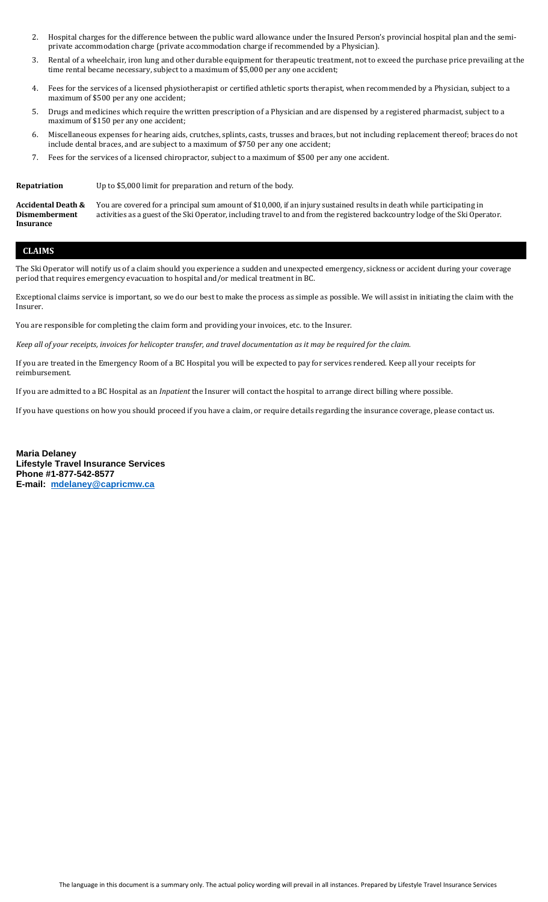2. Hospital charges for the difference between the public ward allowance under the Insured Person's provincial hospital plan and the semi-private accommodation charge (private accommodation charge if recommended by a Physician).
3. Rental of a wheelchair, iron lung and other durable equipment for therapeutic treatment, not to exceed the purchase price prevailing at the time rental became necessary, subject to a maximum of $5,000 per any one accident;
4. Fees for the services of a licensed physiotherapist or certified athletic sports therapist, when recommended by a Physician, subject to a maximum of $500 per any one accident;
5. Drugs and medicines which require the written prescription of a Physician and are dispensed by a registered pharmacist, subject to a maximum of $150 per any one accident;
6. Miscellaneous expenses for hearing aids, crutches, splints, casts, trusses and braces, but not including replacement thereof; braces do not include dental braces, and are subject to a maximum of $750 per any one accident;
7. Fees for the services of a licensed chiropractor, subject to a maximum of $500 per any one accident.

**Repatriation** Up to $5,000 limit for preparation and return of the body.

**Accidental Death & Dismemberment Insurance** You are covered for a principal sum amount of $10,000, if an injury sustained results in death while participating in activities as a guest of the Ski Operator, including travel to and from the registered backcountry lodge of the Ski Operator.

## CLAIMS

The Ski Operator will notify us of a claim should you experience a sudden and unexpected emergency, sickness or accident during your coverage period that requires emergency evacuation to hospital and/or medical treatment in BC.

Exceptional claims service is important, so we do our best to make the process as simple as possible. We will assist in initiating the claim with the Insurer.

You are responsible for completing the claim form and providing your invoices, etc. to the Insurer.

*Keep all of your receipts, invoices for helicopter transfer, and travel documentation as it may be required for the claim.*

If you are treated in the Emergency Room of a BC Hospital you will be expected to pay for services rendered. Keep all your receipts for reimbursement.

If you are admitted to a BC Hospital as an *Inpatient* the Insurer will contact the hospital to arrange direct billing where possible.

If you have questions on how you should proceed if you have a claim, or require details regarding the insurance coverage, please contact us.

**Maria Delaney**
**Lifestyle Travel Insurance Services**
**Phone #1-877-542-8577**
**E-mail: mdelaney@capricmw.ca**

The language in this document is a summary only. The actual policy wording will prevail in all instances. Prepared by Lifestyle Travel Insurance Services